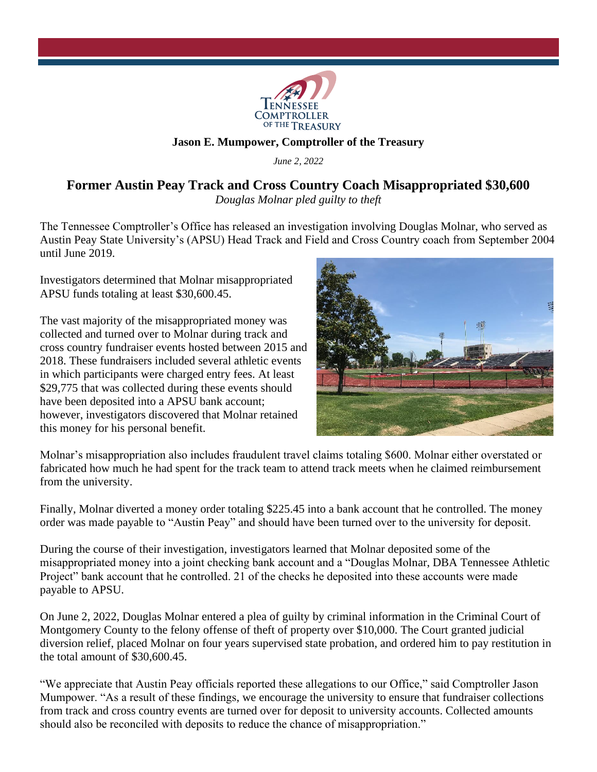**Jason E. Mumpower, Comptroller of the Treasury**

*June 2, 2022*

# Former Austin Peay Track and Cross Country Coach Misappropriated $30,600

*Douglas Molnar pled guilty to theft*

The Tennessee Comptroller's Office has released an investigation involving Douglas Molnar, who served as Austin Peay State University's (APSU) Head Track and Field and Cross Country coach from September 2004 until June 2019.

Investigators determined that Molnar misappropriated APSU funds totaling at least $30,600.45.

The vast majority of the misappropriated money was collected and turned over to Molnar during track and cross country fundraiser events hosted between 2015 and 2018. These fundraisers included several athletic events in which participants were charged entry fees. At least $29,775 that was collected during these events should have been deposited into a APSU bank account; however, investigators discovered that Molnar retained this money for his personal benefit.

Molnar's misappropriation also includes fraudulent travel claims totaling $600. Molnar either overstated or fabricated how much he had spent for the track team to attend track meets when he claimed reimbursement from the university.

Finally, Molnar diverted a money order totaling $225.45 into a bank account that he controlled. The money order was made payable to "Austin Peay" and should have been turned over to the university for deposit.

During the course of their investigation, investigators learned that Molnar deposited some of the misappropriated money into a joint checking bank account and a "Douglas Molnar, DBA Tennessee Athletic Project" bank account that he controlled. 21 of the checks he deposited into these accounts were made payable to APSU.

On June 2, 2022, Douglas Molnar entered a plea of guilty by criminal information in the Criminal Court of Montgomery County to the felony offense of theft of property over $10,000. The Court granted judicial diversion relief, placed Molnar on four years supervised state probation, and ordered him to pay restitution in the total amount of $30,600.45.

"We appreciate that Austin Peay officials reported these allegations to our Office," said Comptroller Jason Mumpower. "As a result of these findings, we encourage the university to ensure that fundraiser collections from track and cross country events are turned over for deposit to university accounts. Collected amounts should also be reconciled with deposits to reduce the chance of misappropriation."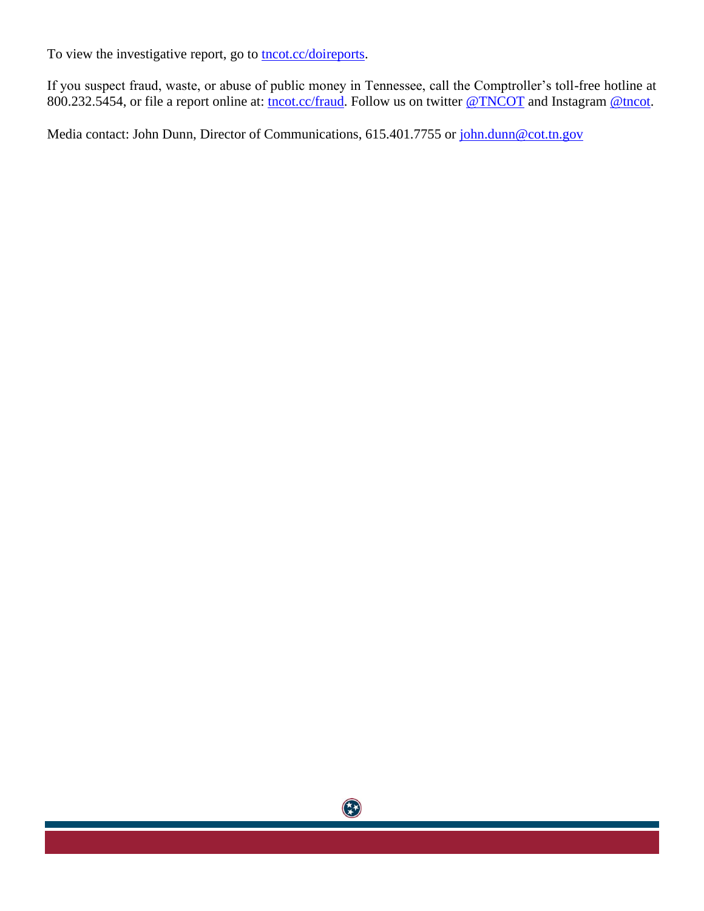To view the investigative report, go to [tncot.cc/doireports](tncot.cc/doireports).

If you suspect fraud, waste, or abuse of public money in Tennessee, call the Comptroller's toll-free hotline at 800.232.5454, or file a report online at: [tncot.cc/fraud](tncot.cc/fraud). Follow us on twitter [@TNCOT](@TNCOT) and Instagram [@tncot](@tncot).

Media contact: John Dunn, Director of Communications, 615.401.7755 or [john.dunn@cot.tn.gov](mailto:john.dunn@cot.tn.gov)